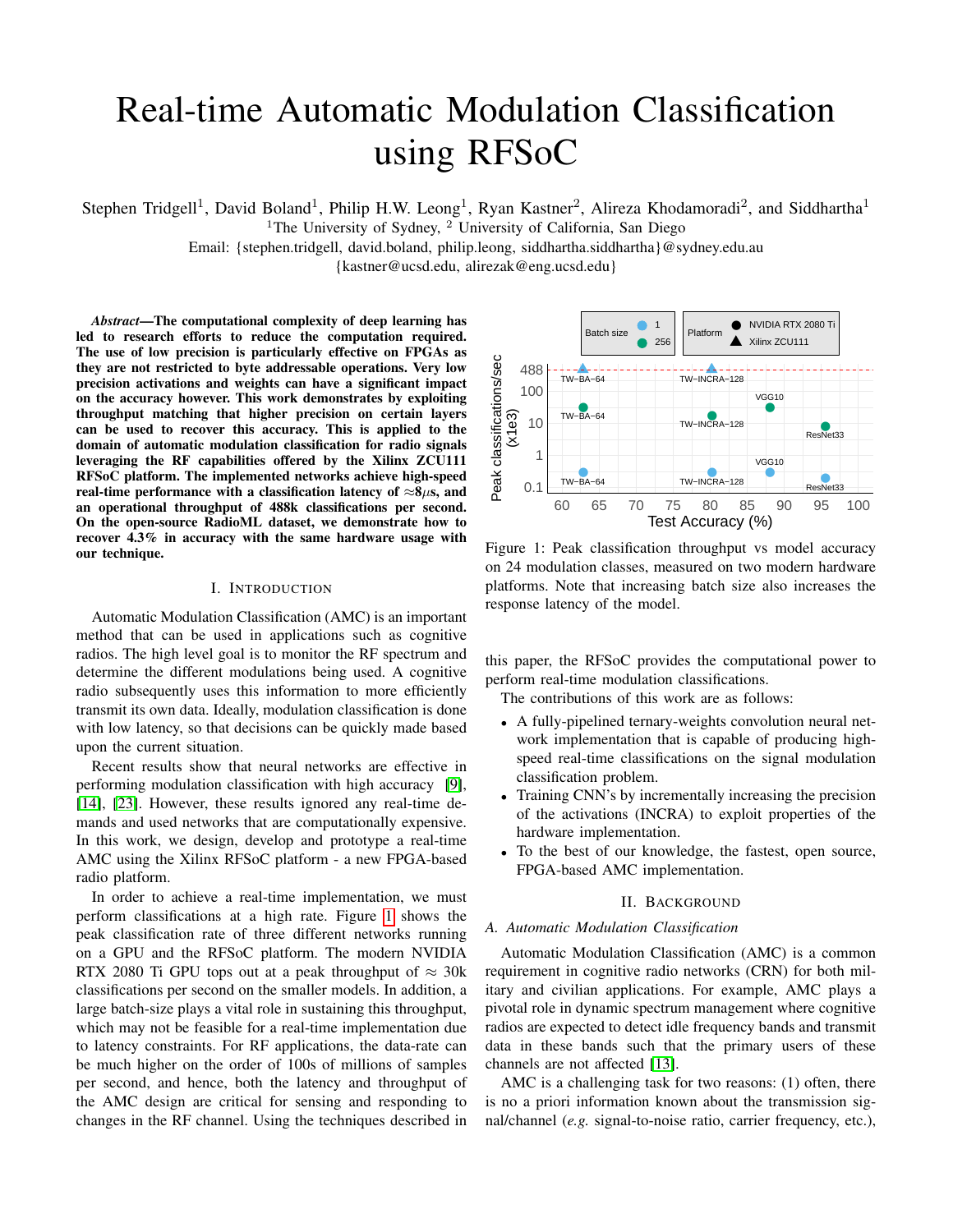# Real-time Automatic Modulation Classification using RFSoC

Stephen Tridgell[1], David Boland[1], Philip H.W. Leong[1], Ryan Kastner[2], Alireza Khodamoradi[2], and Siddhartha[1]

[1]The University of Sydney, [2] University of California, San Diego

Email: {stephen.tridgell, david.boland, philip.leong, siddhartha.siddhartha}@sydney.edu.au

{kastner@ucsd.edu, alirezak@eng.ucsd.edu}

***Abstract*—The computational complexity of deep learning has led to research efforts to reduce the computation required. The use of low precision is particularly effective on FPGAs as they are not restricted to byte addressable operations. Very low precision activations and weights can have a significant impact on the accuracy however. This work demonstrates by exploiting throughput matching that higher precision on certain layers can be used to recover this accuracy. This is applied to the domain of automatic modulation classification for radio signals leveraging the RF capabilities offered by the Xilinx ZCU111 RFSoC platform. The implemented networks achieve high-speed real-time performance with a classification latency of $\approx$8$\mu$s, and an operational throughput of 488k classifications per second. On the open-source RadioML dataset, we demonstrate how to recover 4.3% in accuracy with the same hardware usage with our technique.**

## I. Introduction

Automatic Modulation Classification (AMC) is an important method that can be used in applications such as cognitive radios. The high level goal is to monitor the RF spectrum and determine the different modulations being used. A cognitive radio subsequently uses this information to more efficiently transmit its own data. Ideally, modulation classification is done with low latency, so that decisions can be quickly made based upon the current situation.

Recent results show that neural networks are effective in performing modulation classification with high accuracy [9], [14], [23]. However, these results ignored any real-time demands and used networks that are computationally expensive. In this work, we design, develop and prototype a real-time AMC using the Xilinx RFSoC platform - a new FPGA-based radio platform.

In order to achieve a real-time implementation, we must perform classifications at a high rate. Figure 1 shows the peak classification rate of three different networks running on a GPU and the RFSoC platform. The modern NVIDIA RTX 2080 Ti GPU tops out at a peak throughput of $\approx$ 30k classifications per second on the smaller models. In addition, a large batch-size plays a vital role in sustaining this throughput, which may not be feasible for a real-time implementation due to latency constraints. For RF applications, the data-rate can be much higher on the order of 100s of millions of samples per second, and hence, both the latency and throughput of the AMC design are critical for sensing and responding to changes in the RF channel. Using the techniques described in this paper, the RFSoC provides the computational power to perform real-time modulation classifications.

Figure 1: Peak classification throughput vs model accuracy on 24 modulation classes, measured on two modern hardware platforms. Note that increasing batch size also increases the response latency of the model.

The contributions of this work are as follows:

- A fully-pipelined ternary-weights convolution neural network implementation that is capable of producing high-speed real-time classifications on the signal modulation classification problem.
- Training CNN's by incrementally increasing the precision of the activations (INCRA) to exploit properties of the hardware implementation.
- To the best of our knowledge, the fastest, open source, FPGA-based AMC implementation.

## II. Background

### A. Automatic Modulation Classification

Automatic Modulation Classification (AMC) is a common requirement in cognitive radio networks (CRN) for both military and civilian applications. For example, AMC plays a pivotal role in dynamic spectrum management where cognitive radios are expected to detect idle frequency bands and transmit data in these bands such that the primary users of these channels are not affected [13].

AMC is a challenging task for two reasons: (1) often, there is no a priori information known about the transmission signal/channel (*e.g.* signal-to-noise ratio, carrier frequency, etc.),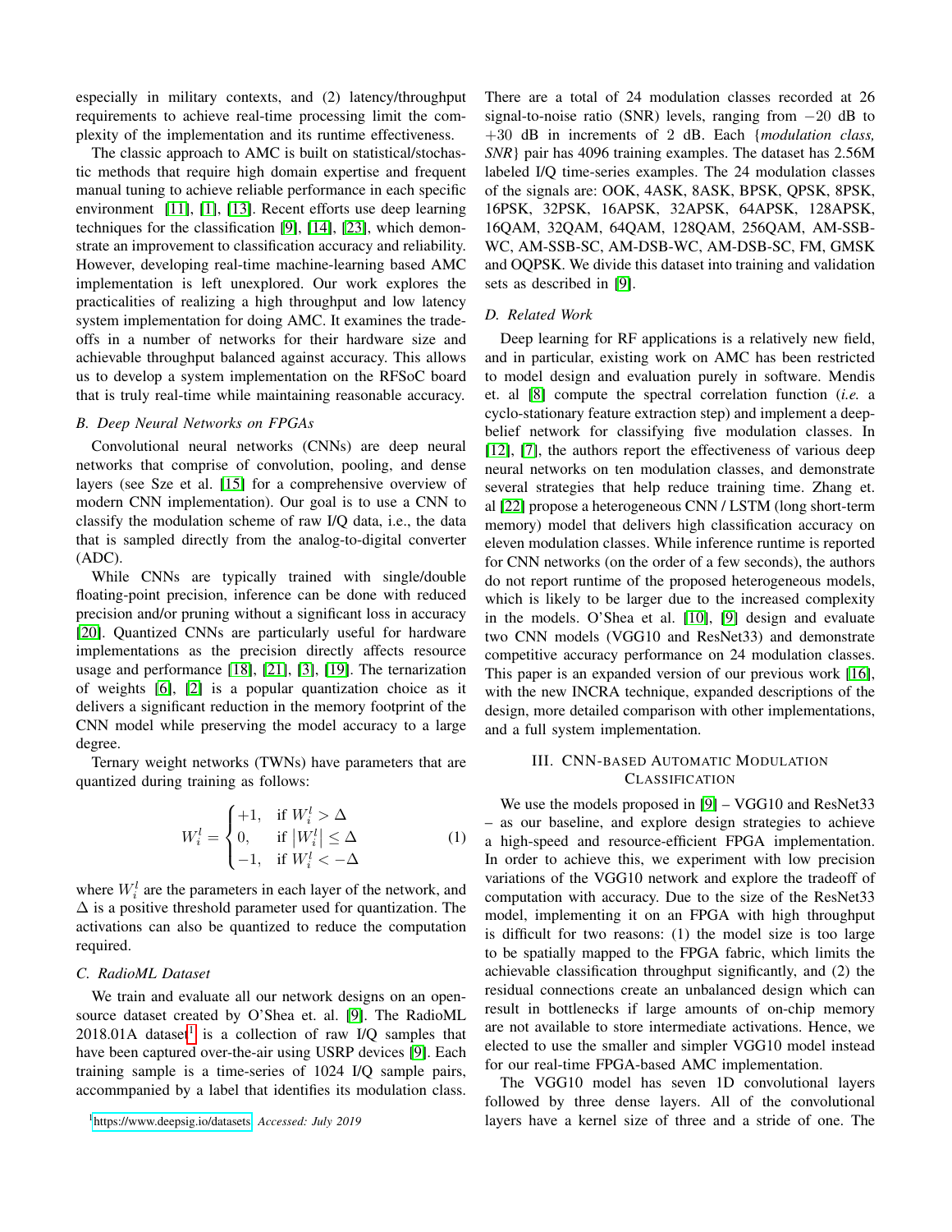especially in military contexts, and (2) latency/throughput requirements to achieve real-time processing limit the complexity of the implementation and its runtime effectiveness.

The classic approach to AMC is built on statistical/stochastic methods that require high domain expertise and frequent manual tuning to achieve reliable performance in each specific environment [11], [1], [13]. Recent efforts use deep learning techniques for the classification [9], [14], [23], which demonstrate an improvement to classification accuracy and reliability. However, developing real-time machine-learning based AMC implementation is left unexplored. Our work explores the practicalities of realizing a high throughput and low latency system implementation for doing AMC. It examines the tradeoffs in a number of networks for their hardware size and achievable throughput balanced against accuracy. This allows us to develop a system implementation on the RFSoC board that is truly real-time while maintaining reasonable accuracy.

### B. Deep Neural Networks on FPGAs

Convolutional neural networks (CNNs) are deep neural networks that comprise of convolution, pooling, and dense layers (see Sze et al. [15] for a comprehensive overview of modern CNN implementation). Our goal is to use a CNN to classify the modulation scheme of raw I/Q data, i.e., the data that is sampled directly from the analog-to-digital converter (ADC).

While CNNs are typically trained with single/double floating-point precision, inference can be done with reduced precision and/or pruning without a significant loss in accuracy [20]. Quantized CNNs are particularly useful for hardware implementations as the precision directly affects resource usage and performance [18], [21], [3], [19]. The ternarization of weights [6], [2] is a popular quantization choice as it delivers a significant reduction in the memory footprint of the CNN model while preserving the model accuracy to a large degree.

Ternary weight networks (TWNs) have parameters that are quantized during training as follows:

$$W_i^l = \begin{cases} +1, & \text{if } W_i^l > \Delta \\ 0, & \text{if } \left|W_i^l\right| \leq \Delta \\ -1, & \text{if } W_i^l < -\Delta \end{cases} \tag{1}$$

where $W_i^l$ are the parameters in each layer of the network, and $\Delta$ is a positive threshold parameter used for quantization. The activations can also be quantized to reduce the computation required.

### C. RadioML Dataset

We train and evaluate all our network designs on an open-source dataset created by O'Shea et. al. [9]. The RadioML 2018.01A dataset[1] is a collection of raw I/Q samples that have been captured over-the-air using USRP devices [9]. Each training sample is a time-series of 1024 I/Q sample pairs, accommpanied by a label that identifies its modulation class. There are a total of 24 modulation classes recorded at 26 signal-to-noise ratio (SNR) levels, ranging from $-20$ dB to $+30$ dB in increments of 2 dB. Each {*modulation class, SNR*} pair has 4096 training examples. The dataset has 2.56M labeled I/Q time-series examples. The 24 modulation classes of the signals are: OOK, 4ASK, 8ASK, BPSK, QPSK, 8PSK, 16PSK, 32PSK, 16APSK, 32APSK, 64APSK, 128APSK, 16QAM, 32QAM, 64QAM, 128QAM, 256QAM, AM-SSB-WC, AM-SSB-SC, AM-DSB-WC, AM-DSB-SC, FM, GMSK and OQPSK. We divide this dataset into training and validation sets as described in [9].

[1] https://www.deepsig.io/datasets *Accessed: July 2019*

### D. Related Work

Deep learning for RF applications is a relatively new field, and in particular, existing work on AMC has been restricted to model design and evaluation purely in software. Mendis et. al [8] compute the spectral correlation function (*i.e.* a cyclo-stationary feature extraction step) and implement a deep-belief network for classifying five modulation classes. In [12], [7], the authors report the effectiveness of various deep neural networks on ten modulation classes, and demonstrate several strategies that help reduce training time. Zhang et. al [22] propose a heterogeneous CNN / LSTM (long short-term memory) model that delivers high classification accuracy on eleven modulation classes. While inference runtime is reported for CNN networks (on the order of a few seconds), the authors do not report runtime of the proposed heterogeneous models, which is likely to be larger due to the increased complexity in the models. O'Shea et al. [10], [9] design and evaluate two CNN models (VGG10 and ResNet33) and demonstrate competitive accuracy performance on 24 modulation classes. This paper is an expanded version of our previous work [16], with the new INCRA technique, expanded descriptions of the design, more detailed comparison with other implementations, and a full system implementation.

## III. CNN-based Automatic Modulation Classification

We use the models proposed in [9] – VGG10 and ResNet33 – as our baseline, and explore design strategies to achieve a high-speed and resource-efficient FPGA implementation. In order to achieve this, we experiment with low precision variations of the VGG10 network and explore the tradeoff of computation with accuracy. Due to the size of the ResNet33 model, implementing it on an FPGA with high throughput is difficult for two reasons: (1) the model size is too large to be spatially mapped to the FPGA fabric, which limits the achievable classification throughput significantly, and (2) the residual connections create an unbalanced design which can result in bottlenecks if large amounts of on-chip memory are not available to store intermediate activations. Hence, we elected to use the smaller and simpler VGG10 model instead for our real-time FPGA-based AMC implementation.

The VGG10 model has seven 1D convolutional layers followed by three dense layers. All of the convolutional layers have a kernel size of three and a stride of one. The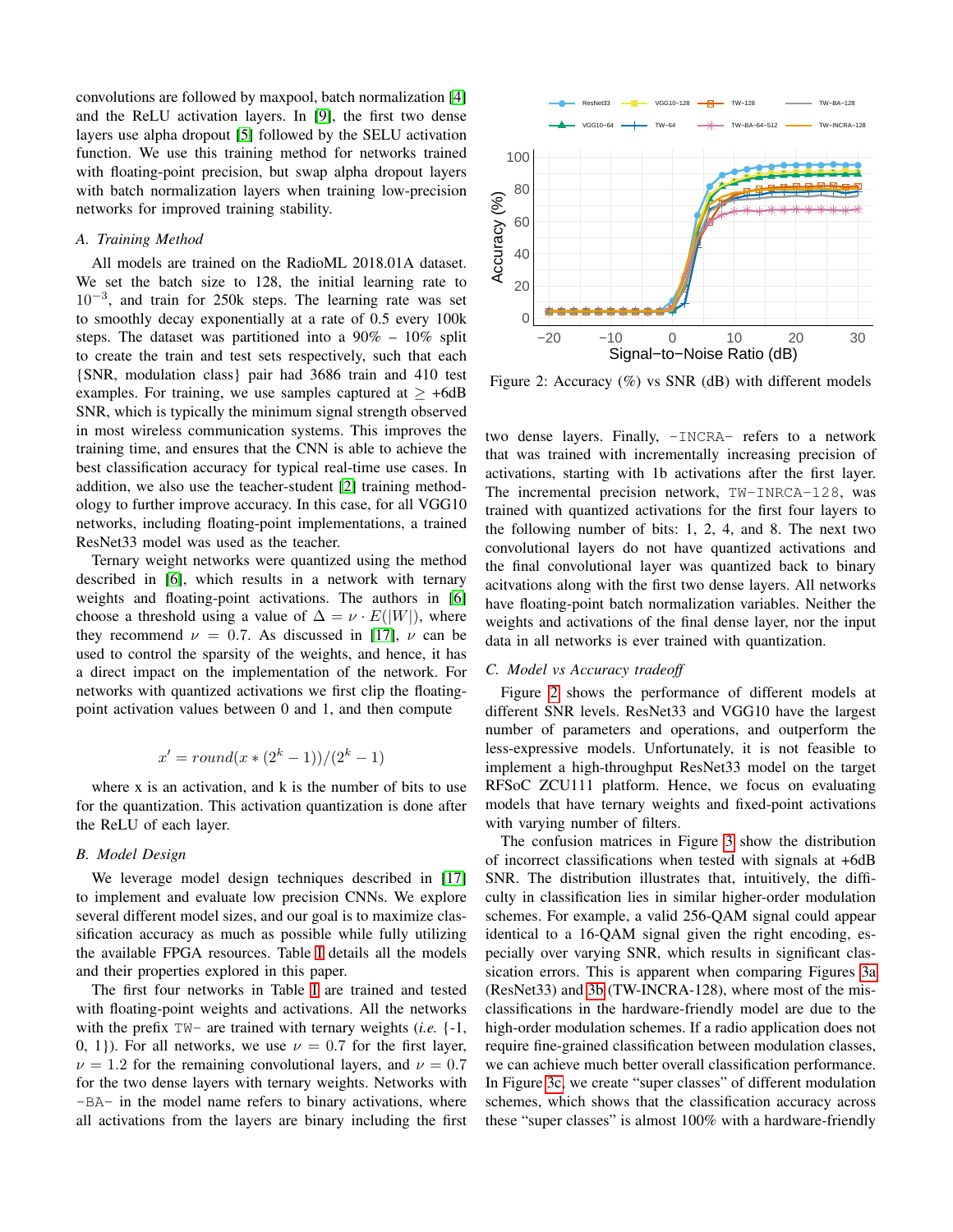convolutions are followed by maxpool, batch normalization [4] and the ReLU activation layers. In [9], the first two dense layers use alpha dropout [5] followed by the SELU activation function. We use this training method for networks trained with floating-point precision, but swap alpha dropout layers with batch normalization layers when training low-precision networks for improved training stability.

### A. Training Method

All models are trained on the RadioML 2018.01A dataset. We set the batch size to 128, the initial learning rate to $10^{-3}$, and train for 250k steps. The learning rate was set to smoothly decay exponentially at a rate of 0.5 every 100k steps. The dataset was partitioned into a 90% – 10% split to create the train and test sets respectively, such that each {SNR, modulation class} pair had 3686 train and 410 test examples. For training, we use samples captured at $\geq$ +6dB SNR, which is typically the minimum signal strength observed in most wireless communication systems. This improves the training time, and ensures that the CNN is able to achieve the best classification accuracy for typical real-time use cases. In addition, we also use the teacher-student [2] training methodology to further improve accuracy. In this case, for all VGG10 networks, including floating-point implementations, a trained ResNet33 model was used as the teacher.

Ternary weight networks were quantized using the method described in [6], which results in a network with ternary weights and floating-point activations. The authors in [6] choose a threshold using a value of $\Delta = \nu \cdot E(|W|)$, where they recommend $\nu = 0.7$. As discussed in [17], $\nu$ can be used to control the sparsity of the weights, and hence, it has a direct impact on the implementation of the network. For networks with quantized activations we first clip the floating-point activation values between 0 and 1, and then compute

$$x' = round(x * (2^k - 1))/(2^k - 1)$$

where x is an activation, and k is the number of bits to use for the quantization. This activation quantization is done after the ReLU of each layer.

### B. Model Design

We leverage model design techniques described in [17] to implement and evaluate low precision CNNs. We explore several different model sizes, and our goal is to maximize classification accuracy as much as possible while fully utilizing the available FPGA resources. Table I details all the models and their properties explored in this paper.

The first four networks in Table I are trained and tested with floating-point weights and activations. All the networks with the prefix `TW-` are trained with ternary weights (*i.e.* {-1, 0, 1}). For all networks, we use $\nu = 0.7$ for the first layer, $\nu = 1.2$ for the remaining convolutional layers, and $\nu = 0.7$ for the two dense layers with ternary weights. Networks with `-BA-` in the model name refers to binary activations, where all activations from the layers are binary including the first two dense layers. Finally, `-INCRA-` refers to a network that was trained with incrementally increasing precision of activations, starting with 1b activations after the first layer. The incremental precision network, `TW-INRCA-128`, was trained with quantized activations for the first four layers to the following number of bits: 1, 2, 4, and 8. The next two convolutional layers do not have quantized activations and the final convolutional layer was quantized back to binary acitvations along with the first two dense layers. All networks have floating-point batch normalization variables. Neither the weights and activations of the final dense layer, nor the input data in all networks is ever trained with quantization.

Figure 2: Accuracy (%) vs SNR (dB) with different models

### C. Model vs Accuracy tradeoff

Figure 2 shows the performance of different models at different SNR levels. ResNet33 and VGG10 have the largest number of parameters and operations, and outperform the less-expressive models. Unfortunately, it is not feasible to implement a high-throughput ResNet33 model on the target RFSoC ZCU111 platform. Hence, we focus on evaluating models that have ternary weights and fixed-point activations with varying number of filters.

The confusion matrices in Figure 3 show the distribution of incorrect classifications when tested with signals at +6dB SNR. The distribution illustrates that, intuitively, the difficulty in classification lies in similar higher-order modulation schemes. For example, a valid 256-QAM signal could appear identical to a 16-QAM signal given the right encoding, especially over varying SNR, which results in significant classification errors. This is apparent when comparing Figures 3a (ResNet33) and 3b (TW-INCRA-128), where most of the misclassifications in the hardware-friendly model are due to the high-order modulation schemes. If a radio application does not require fine-grained classification between modulation classes, we can achieve much better overall classification performance. In Figure 3c, we create "super classes" of different modulation schemes, which shows that the classification accuracy across these "super classes" is almost 100% with a hardware-friendly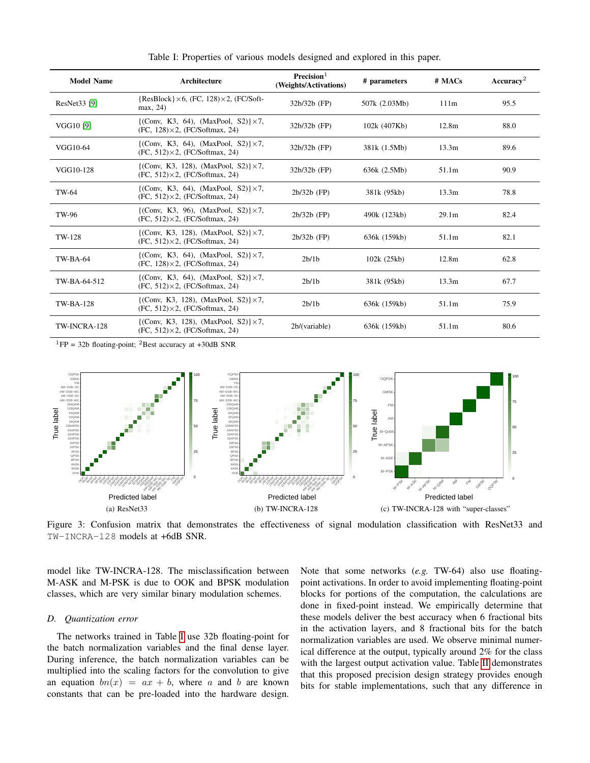Table I: Properties of various models designed and explored in this paper.

| Model Name | Architecture | Precision[1] (Weights/Activations) | # parameters | # MACs | Accuracy[2] |
|---|---|---|---|---|---|
| ResNet33 [9] | {ResBlock}×6, (FC, 128)×2, (FC/Softmax, 24) | 32b/32b (FP) | 507k (2.03Mb) | 111m | 95.5 |
| VGG10 [9] | {(Conv, K3, 64), (MaxPool, S2)}×7, (FC, 128)×2, (FC/Softmax, 24) | 32b/32b (FP) | 102k (407Kb) | 12.8m | 88.0 |
| VGG10-64 | {(Conv, K3, 64), (MaxPool, S2)}×7, (FC, 512)×2, (FC/Softmax, 24) | 32b/32b (FP) | 381k (1.5Mb) | 13.3m | 89.6 |
| VGG10-128 | {(Conv, K3, 128), (MaxPool, S2)}×7, (FC, 512)×2, (FC/Softmax, 24) | 32b/32b (FP) | 636k (2.5Mb) | 51.1m | 90.9 |
| TW-64 | {(Conv, K3, 64), (MaxPool, S2)}×7, (FC, 512)×2, (FC/Softmax, 24) | 2b/32b (FP) | 381k (95kb) | 13.3m | 78.8 |
| TW-96 | {(Conv, K3, 96), (MaxPool, S2)}×7, (FC, 512)×2, (FC/Softmax, 24) | 2b/32b (FP) | 490k (123kb) | 29.1m | 82.4 |
| TW-128 | {(Conv, K3, 128), (MaxPool, S2)}×7, (FC, 512)×2, (FC/Softmax, 24) | 2b/32b (FP) | 636k (159kb) | 51.1m | 82.1 |
| TW-BA-64 | {(Conv, K3, 64), (MaxPool, S2)}×7, (FC, 128)×2, (FC/Softmax, 24) | 2b/1b | 102k (25kb) | 12.8m | 62.8 |
| TW-BA-64-512 | {(Conv, K3, 64), (MaxPool, S2)}×7, (FC, 512)×2, (FC/Softmax, 24) | 2b/1b | 381k (95kb) | 13.3m | 67.7 |
| TW-BA-128 | {(Conv, K3, 128), (MaxPool, S2)}×7, (FC, 512)×2, (FC/Softmax, 24) | 2b/1b | 636k (159kb) | 51.1m | 75.9 |
| TW-INCRA-128 | {(Conv, K3, 128), (MaxPool, S2)}×7, (FC, 512)×2, (FC/Softmax, 24) | 2b/(variable) | 636k (159kb) | 51.1m | 80.6 |

[1]FP = 32b floating-point; [2]Best accuracy at +30dB SNR

(a) ResNet33 (b) TW-INCRA-128 (c) TW-INCRA-128 with "super-classes"

Figure 3: Confusion matrix that demonstrates the effectiveness of signal modulation classification with ResNet33 and TW-INCRA-128 models at +6dB SNR.

model like TW-INCRA-128. The misclassification between M-ASK and M-PSK is due to OOK and BPSK modulation classes, which are very similar binary modulation schemes.

### D. *Quantization error*

The networks trained in Table I use 32b floating-point for the batch normalization variables and the final dense layer. During inference, the batch normalization variables can be multiplied into the scaling factors for the convolution to give an equation $bn(x) = ax + b$, where $a$ and $b$ are known constants that can be pre-loaded into the hardware design. Note that some networks (*e.g.* TW-64) also use floating-point activations. In order to avoid implementing floating-point blocks for portions of the computation, the calculations are done in fixed-point instead. We empirically determine that these models deliver the best accuracy when 6 fractional bits in the activation layers, and 8 fractional bits for the batch normalization variables are used. We observe minimal numerical difference at the output, typically around 2% for the class with the largest output activation value. Table II demonstrates that this proposed precision design strategy provides enough bits for stable implementations, such that any difference in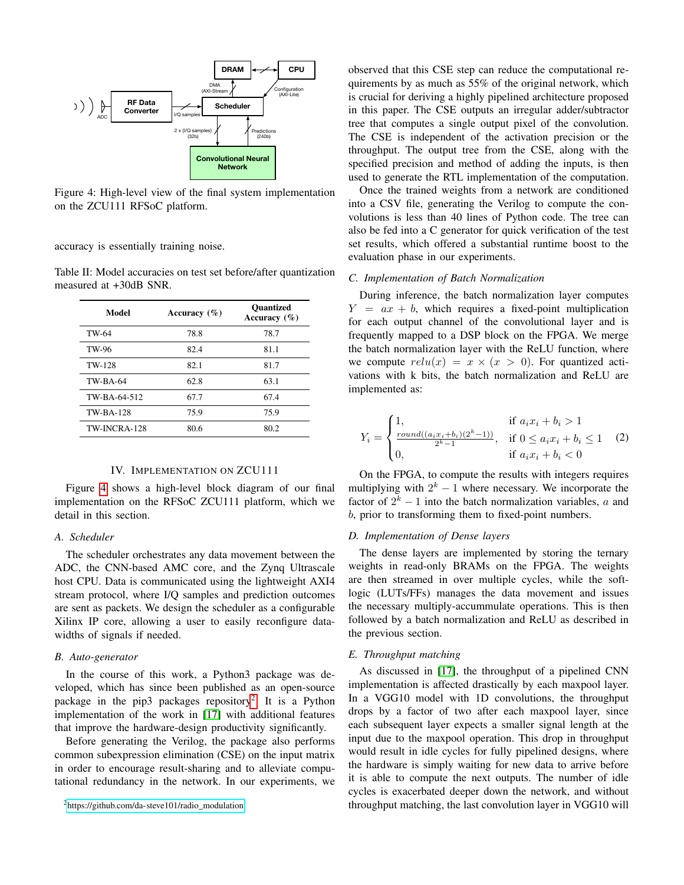Figure 4: High-level view of the final system implementation on the ZCU111 RFSoC platform.

accuracy is essentially training noise.

Table II: Model accuracies on test set before/after quantization measured at +30dB SNR.

| Model | Accuracy (%) | Quantized Accuracy (%) |
| --- | --- | --- |
| TW-64 | 78.8 | 78.7 |
| TW-96 | 82.4 | 81.1 |
| TW-128 | 82.1 | 81.7 |
| TW-BA-64 | 62.8 | 63.1 |
| TW-BA-64-512 | 67.7 | 67.4 |
| TW-BA-128 | 75.9 | 75.9 |
| TW-INCRA-128 | 80.6 | 80.2 |

## IV. IMPLEMENTATION ON ZCU111

Figure 4 shows a high-level block diagram of our final implementation on the RFSoC ZCU111 platform, which we detail in this section.

### A. Scheduler

The scheduler orchestrates any data movement between the ADC, the CNN-based AMC core, and the Zynq Ultrascale host CPU. Data is communicated using the lightweight AXI4 stream protocol, where I/Q samples and prediction outcomes are sent as packets. We design the scheduler as a configurable Xilinx IP core, allowing a user to easily reconfigure data-widths of signals if needed.

### B. Auto-generator

In the course of this work, a Python3 package was developed, which has since been published as an open-source package in the pip3 packages repository[2]. It is a Python implementation of the work in [17] with additional features that improve the hardware-design productivity significantly.

Before generating the Verilog, the package also performs common subexpression elimination (CSE) on the input matrix in order to encourage result-sharing and to alleviate computational redundancy in the network. In our experiments, we observed that this CSE step can reduce the computational requirements by as much as 55% of the original network, which is crucial for deriving a highly pipelined architecture proposed in this paper. The CSE outputs an irregular adder/subtractor tree that computes a single output pixel of the convolution. The CSE is independent of the activation precision or the throughput. The output tree from the CSE, along with the specified precision and method of adding the inputs, is then used to generate the RTL implementation of the computation.

Once the trained weights from a network are conditioned into a CSV file, generating the Verilog to compute the convolutions is less than 40 lines of Python code. The tree can also be fed into a C generator for quick verification of the test set results, which offered a substantial runtime boost to the evaluation phase in our experiments.

### C. Implementation of Batch Normalization

During inference, the batch normalization layer computes $Y = ax + b$, which requires a fixed-point multiplication for each output channel of the convolutional layer and is frequently mapped to a DSP block on the FPGA. We merge the batch normalization layer with the ReLU function, where we compute $relu(x) = x \times (x > 0)$. For quantized activations with k bits, the batch normalization and ReLU are implemented as:

$$Y_i = \begin{cases} 1, & \text{if } a_i x_i + b_i > 1 \\ \frac{round((a_i x_i + b_i)(2^k - 1))}{2^k - 1}, & \text{if } 0 \leq a_i x_i + b_i \leq 1 \\ 0, & \text{if } a_i x_i + b_i < 0 \end{cases} \quad (2)$$

On the FPGA, to compute the results with integers requires multiplying with $2^k - 1$ where necessary. We incorporate the factor of $2^k - 1$ into the batch normalization variables, $a$ and $b$, prior to transforming them to fixed-point numbers.

### D. Implementation of Dense layers

The dense layers are implemented by storing the ternary weights in read-only BRAMs on the FPGA. The weights are then streamed in over multiple cycles, while the soft-logic (LUTs/FFs) manages the data movement and issues the necessary multiply-accummulate operations. This is then followed by a batch normalization and ReLU as described in the previous section.

### E. Throughput matching

As discussed in [17], the throughput of a pipelined CNN implementation is affected drastically by each maxpool layer. In a VGG10 model with 1D convolutions, the throughput drops by a factor of two after each maxpool layer, since each subsequent layer expects a smaller signal length at the input due to the maxpool operation. This drop in throughput would result in idle cycles for fully pipelined designs, where the hardware is simply waiting for new data to arrive before it is able to compute the next outputs. The number of idle cycles is exacerbated deeper down the network, and without throughput matching, the last convolution layer in VGG10 will

[2] https://github.com/da-steve101/radio_modulation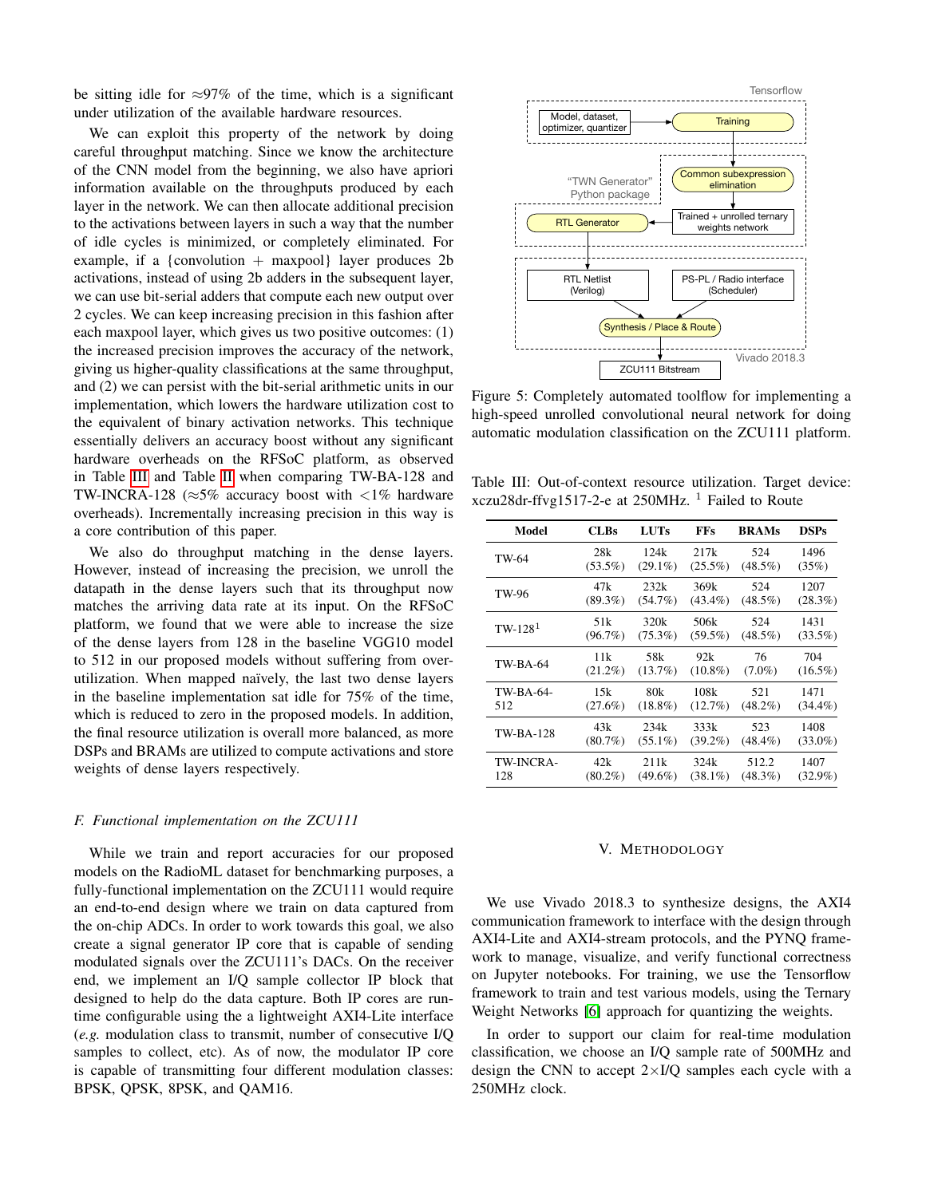be sitting idle for ≈97% of the time, which is a significant under utilization of the available hardware resources.

We can exploit this property of the network by doing careful throughput matching. Since we know the architecture of the CNN model from the beginning, we also have apriori information available on the throughputs produced by each layer in the network. We can then allocate additional precision to the activations between layers in such a way that the number of idle cycles is minimized, or completely eliminated. For example, if a {convolution + maxpool} layer produces 2b activations, instead of using 2b adders in the subsequent layer, we can use bit-serial adders that compute each new output over 2 cycles. We can keep increasing precision in this fashion after each maxpool layer, which gives us two positive outcomes: (1) the increased precision improves the accuracy of the network, giving us higher-quality classifications at the same throughput, and (2) we can persist with the bit-serial arithmetic units in our implementation, which lowers the hardware utilization cost to the equivalent of binary activation networks. This technique essentially delivers an accuracy boost without any significant hardware overheads on the RFSoC platform, as observed in Table III and Table II when comparing TW-BA-128 and TW-INCRA-128 (≈5% accuracy boost with <1% hardware overheads). Incrementally increasing precision in this way is a core contribution of this paper.

We also do throughput matching in the dense layers. However, instead of increasing the precision, we unroll the datapath in the dense layers such that its throughput now matches the arriving data rate at its input. On the RFSoC platform, we found that we were able to increase the size of the dense layers from 128 in the baseline VGG10 model to 512 in our proposed models without suffering from over-utilization. When mapped naïvely, the last two dense layers in the baseline implementation sat idle for 75% of the time, which is reduced to zero in the proposed models. In addition, the final resource utilization is overall more balanced, as more DSPs and BRAMs are utilized to compute activations and store weights of dense layers respectively.

### *F. Functional implementation on the ZCU111*

While we train and report accuracies for our proposed models on the RadioML dataset for benchmarking purposes, a fully-functional implementation on the ZCU111 would require an end-to-end design where we train on data captured from the on-chip ADCs. In order to work towards this goal, we also create a signal generator IP core that is capable of sending modulated signals over the ZCU111's DACs. On the receiver end, we implement an I/Q sample collector IP block that designed to help do the data capture. Both IP cores are runtime configurable using the a lightweight AXI4-Lite interface (*e.g.* modulation class to transmit, number of consecutive I/Q samples to collect, etc). As of now, the modulator IP core is capable of transmitting four different modulation classes: BPSK, QPSK, 8PSK, and QAM16.

Figure 5: Completely automated toolflow for implementing a high-speed unrolled convolutional neural network for doing automatic modulation classification on the ZCU111 platform.

Table III: Out-of-context resource utilization. Target device: xczu28dr-ffvg1517-2-e at 250MHz. [1] Failed to Route

| Model | CLBs | LUTs | FFs | BRAMs | DSPs |
|---|---|---|---|---|---|
| TW-64 | 28k (53.5%) | 124k (29.1%) | 217k (25.5%) | 524 (48.5%) | 1496 (35%) |
| TW-96 | 47k (89.3%) | 232k (54.7%) | 369k (43.4%) | 524 (48.5%) | 1207 (28.3%) |
| TW-128[1] | 51k (96.7%) | 320k (75.3%) | 506k (59.5%) | 524 (48.5%) | 1431 (33.5%) |
| TW-BA-64 | 11k (21.2%) | 58k (13.7%) | 92k (10.8%) | 76 (7.0%) | 704 (16.5%) |
| TW-BA-64-512 | 15k (27.6%) | 80k (18.8%) | 108k (12.7%) | 521 (48.2%) | 1471 (34.4%) |
| TW-BA-128 | 43k (80.7%) | 234k (55.1%) | 333k (39.2%) | 523 (48.4%) | 1408 (33.0%) |
| TW-INCRA-128 | 42k (80.2%) | 211k (49.6%) | 324k (38.1%) | 512.2 (48.3%) | 1407 (32.9%) |

## V. Methodology

We use Vivado 2018.3 to synthesize designs, the AXI4 communication framework to interface with the design through AXI4-Lite and AXI4-stream protocols, and the PYNQ framework to manage, visualize, and verify functional correctness on Jupyter notebooks. For training, we use the Tensorflow framework to train and test various models, using the Ternary Weight Networks [6] approach for quantizing the weights.

In order to support our claim for real-time modulation classification, we choose an I/Q sample rate of 500MHz and design the CNN to accept 2×I/Q samples each cycle with a 250MHz clock.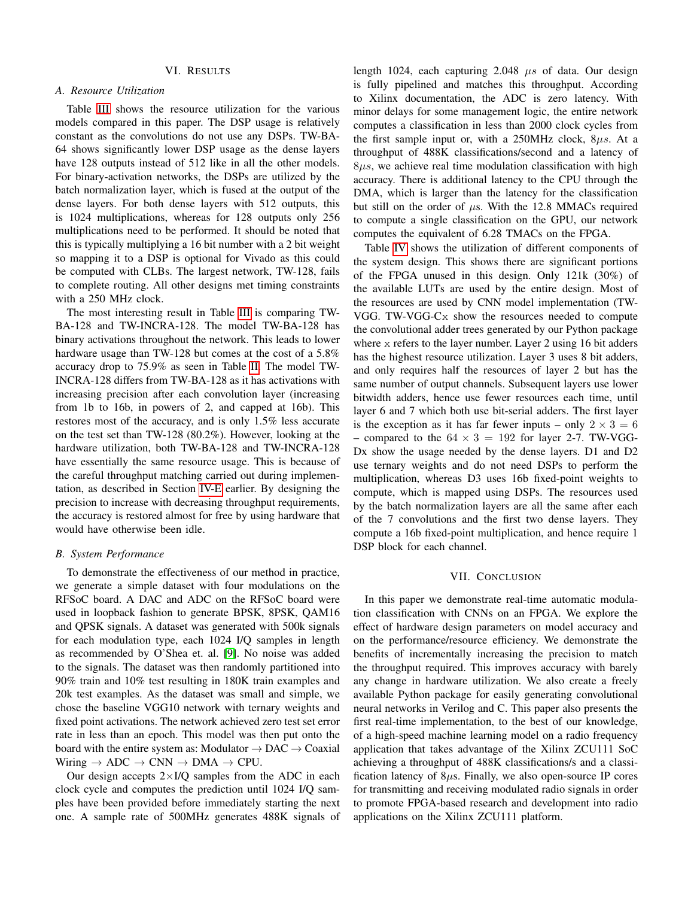## VI. Results

### A. Resource Utilization

Table III shows the resource utilization for the various models compared in this paper. The DSP usage is relatively constant as the convolutions do not use any DSPs. TW-BA-64 shows significantly lower DSP usage as the dense layers have 128 outputs instead of 512 like in all the other models. For binary-activation networks, the DSPs are utilized by the batch normalization layer, which is fused at the output of the dense layers. For both dense layers with 512 outputs, this is 1024 multiplications, whereas for 128 outputs only 256 multiplications need to be performed. It should be noted that this is typically multiplying a 16 bit number with a 2 bit weight so mapping it to a DSP is optional for Vivado as this could be computed with CLBs. The largest network, TW-128, fails to complete routing. All other designs met timing constraints with a 250 MHz clock.

The most interesting result in Table III is comparing TW-BA-128 and TW-INCRA-128. The model TW-BA-128 has binary activations throughout the network. This leads to lower hardware usage than TW-128 but comes at the cost of a 5.8% accuracy drop to 75.9% as seen in Table II. The model TW-INCRA-128 differs from TW-BA-128 as it has activations with increasing precision after each convolution layer (increasing from 1b to 16b, in powers of 2, and capped at 16b). This restores most of the accuracy, and is only 1.5% less accurate on the test set than TW-128 (80.2%). However, looking at the hardware utilization, both TW-BA-128 and TW-INCRA-128 have essentially the same resource usage. This is because of the careful throughput matching carried out during implementation, as described in Section IV-E earlier. By designing the precision to increase with decreasing throughput requirements, the accuracy is restored almost for free by using hardware that would have otherwise been idle.

### B. System Performance

To demonstrate the effectiveness of our method in practice, we generate a simple dataset with four modulations on the RFSoC board. A DAC and ADC on the RFSoC board were used in loopback fashion to generate BPSK, 8PSK, QAM16 and QPSK signals. A dataset was generated with 500k signals for each modulation type, each 1024 I/Q samples in length as recommended by O'Shea et. al. [9]. No noise was added to the signals. The dataset was then randomly partitioned into 90% train and 10% test resulting in 180K train examples and 20k test examples. As the dataset was small and simple, we chose the baseline VGG10 network with ternary weights and fixed point activations. The network achieved zero test set error rate in less than an epoch. This model was then put onto the board with the entire system as: Modulator $\rightarrow$ DAC $\rightarrow$ Coaxial Wiring $\rightarrow$ ADC $\rightarrow$ CNN $\rightarrow$ DMA $\rightarrow$ CPU.

Our design accepts $2\times$I/Q samples from the ADC in each clock cycle and computes the prediction until 1024 I/Q samples have been provided before immediately starting the next one. A sample rate of 500MHz generates 488K signals of length 1024, each capturing 2.048 $\mu s$ of data. Our design is fully pipelined and matches this throughput. According to Xilinx documentation, the ADC is zero latency. With minor delays for some management logic, the entire network computes a classification in less than 2000 clock cycles from the first sample input or, with a 250MHz clock, 8$\mu s$. At a throughput of 488K classifications/second and a latency of 8$\mu s$, we achieve real time modulation classification with high accuracy. There is additional latency to the CPU through the DMA, which is larger than the latency for the classification but still on the order of $\mu$s. With the 12.8 MMACs required to compute a single classification on the GPU, our network computes the equivalent of 6.28 TMACs on the FPGA.

Table IV shows the utilization of different components of the system design. This shows there are significant portions of the FPGA unused in this design. Only 121k (30%) of the available LUTs are used by the entire design. Most of the resources are used by CNN model implementation (TW-VGG. TW-VGG-Cx show the resources needed to compute the convolutional adder trees generated by our Python package where x refers to the layer number. Layer 2 using 16 bit adders has the highest resource utilization. Layer 3 uses 8 bit adders, and only requires half the resources of layer 2 but has the same number of output channels. Subsequent layers use lower bitwidth adders, hence use fewer resources each time, until layer 6 and 7 which both use bit-serial adders. The first layer is the exception as it has far fewer inputs – only $2 \times 3 = 6$ – compared to the $64 \times 3 = 192$ for layer 2-7. TW-VGG-Dx show the usage needed by the dense layers. D1 and D2 use ternary weights and do not need DSPs to perform the multiplication, whereas D3 uses 16b fixed-point weights to compute, which is mapped using DSPs. The resources used by the batch normalization layers are all the same after each of the 7 convolutions and the first two dense layers. They compute a 16b fixed-point multiplication, and hence require 1 DSP block for each channel.

## VII. Conclusion

In this paper we demonstrate real-time automatic modulation classification with CNNs on an FPGA. We explore the effect of hardware design parameters on model accuracy and on the performance/resource efficiency. We demonstrate the benefits of incrementally increasing the precision to match the throughput required. This improves accuracy with barely any change in hardware utilization. We also create a freely available Python package for easily generating convolutional neural networks in Verilog and C. This paper also presents the first real-time implementation, to the best of our knowledge, of a high-speed machine learning model on a radio frequency application that takes advantage of the Xilinx ZCU111 SoC achieving a throughput of 488K classifications/s and a classification latency of 8$\mu$s. Finally, we also open-source IP cores for transmitting and receiving modulated radio signals in order to promote FPGA-based research and development into radio applications on the Xilinx ZCU111 platform.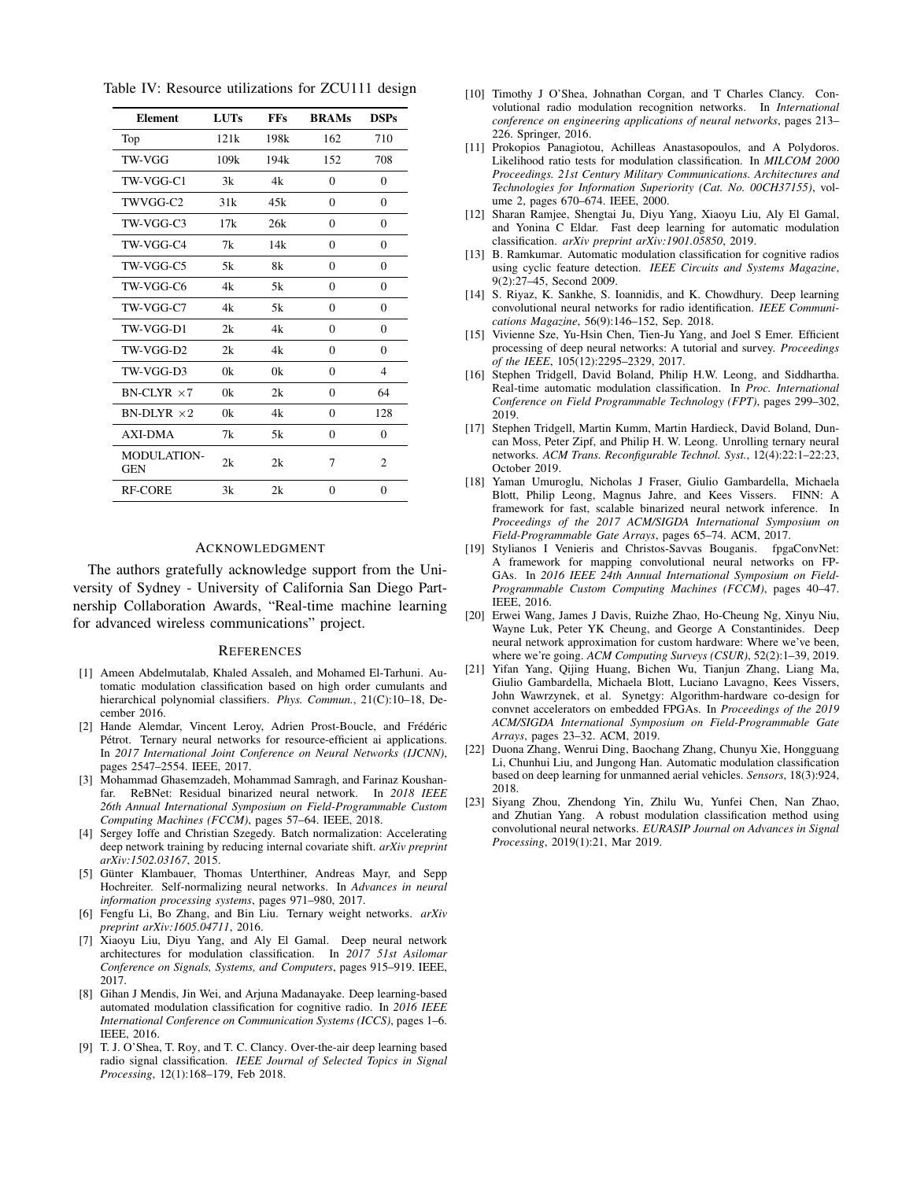Table IV: Resource utilizations for ZCU111 design

| Element | LUTs | FFs | BRAMs | DSPs |
|---|---|---|---|---|
| Top | 121k | 198k | 162 | 710 |
| TW-VGG | 109k | 194k | 152 | 708 |
| TW-VGG-C1 | 3k | 4k | 0 | 0 |
| TWVGG-C2 | 31k | 45k | 0 | 0 |
| TW-VGG-C3 | 17k | 26k | 0 | 0 |
| TW-VGG-C4 | 7k | 14k | 0 | 0 |
| TW-VGG-C5 | 5k | 8k | 0 | 0 |
| TW-VGG-C6 | 4k | 5k | 0 | 0 |
| TW-VGG-C7 | 4k | 5k | 0 | 0 |
| TW-VGG-D1 | 2k | 4k | 0 | 0 |
| TW-VGG-D2 | 2k | 4k | 0 | 0 |
| TW-VGG-D3 | 0k | 0k | 0 | 4 |
| BN-CLYR $\times 7$ | 0k | 2k | 0 | 64 |
| BN-DLYR $\times 2$ | 0k | 4k | 0 | 128 |
| AXI-DMA | 7k | 5k | 0 | 0 |
| MODULATION-GEN | 2k | 2k | 7 | 2 |
| RF-CORE | 3k | 2k | 0 | 0 |

## Acknowledgment

The authors gratefully acknowledge support from the University of Sydney - University of California San Diego Partnership Collaboration Awards, "Real-time machine learning for advanced wireless communications" project.

## References

[1] Ameen Abdelmutalab, Khaled Assaleh, and Mohamed El-Tarhuni. Automatic modulation classification based on high order cumulants and hierarchical polynomial classifiers. *Phys. Commun.*, 21(C):10–18, December 2016.

[2] Hande Alemdar, Vincent Leroy, Adrien Prost-Boucle, and Frédéric Pétrot. Ternary neural networks for resource-efficient ai applications. In *2017 International Joint Conference on Neural Networks (IJCNN)*, pages 2547–2554. IEEE, 2017.

[3] Mohammad Ghasemzadeh, Mohammad Samragh, and Farinaz Koushanfar. ReBNet: Residual binarized neural network. In *2018 IEEE 26th Annual International Symposium on Field-Programmable Custom Computing Machines (FCCM)*, pages 57–64. IEEE, 2018.

[4] Sergey Ioffe and Christian Szegedy. Batch normalization: Accelerating deep network training by reducing internal covariate shift. *arXiv preprint arXiv:1502.03167*, 2015.

[5] Günter Klambauer, Thomas Unterthiner, Andreas Mayr, and Sepp Hochreiter. Self-normalizing neural networks. In *Advances in neural information processing systems*, pages 971–980, 2017.

[6] Fengfu Li, Bo Zhang, and Bin Liu. Ternary weight networks. *arXiv preprint arXiv:1605.04711*, 2016.

[7] Xiaoyu Liu, Diyu Yang, and Aly El Gamal. Deep neural network architectures for modulation classification. In *2017 51st Asilomar Conference on Signals, Systems, and Computers*, pages 915–919. IEEE, 2017.

[8] Gihan J Mendis, Jin Wei, and Arjuna Madanayake. Deep learning-based automated modulation classification for cognitive radio. In *2016 IEEE International Conference on Communication Systems (ICCS)*, pages 1–6. IEEE, 2016.

[9] T. J. O'Shea, T. Roy, and T. C. Clancy. Over-the-air deep learning based radio signal classification. *IEEE Journal of Selected Topics in Signal Processing*, 12(1):168–179, Feb 2018.

[10] Timothy J O'Shea, Johnathan Corgan, and T Charles Clancy. Convolutional radio modulation recognition networks. In *International conference on engineering applications of neural networks*, pages 213–226. Springer, 2016.

[11] Prokopios Panagiotou, Achilleas Anastasopoulos, and A Polydoros. Likelihood ratio tests for modulation classification. In *MILCOM 2000 Proceedings. 21st Century Military Communications. Architectures and Technologies for Information Superiority (Cat. No. 00CH37155)*, volume 2, pages 670–674. IEEE, 2000.

[12] Sharan Ramjee, Shengtai Ju, Diyu Yang, Xiaoyu Liu, Aly El Gamal, and Yonina C Eldar. Fast deep learning for automatic modulation classification. *arXiv preprint arXiv:1901.05850*, 2019.

[13] B. Ramkumar. Automatic modulation classification for cognitive radios using cyclic feature detection. *IEEE Circuits and Systems Magazine*, 9(2):27–45, Second 2009.

[14] S. Riyaz, K. Sankhe, S. Ioannidis, and K. Chowdhury. Deep learning convolutional neural networks for radio identification. *IEEE Communications Magazine*, 56(9):146–152, Sep. 2018.

[15] Vivienne Sze, Yu-Hsin Chen, Tien-Ju Yang, and Joel S Emer. Efficient processing of deep neural networks: A tutorial and survey. *Proceedings of the IEEE*, 105(12):2295–2329, 2017.

[16] Stephen Tridgell, David Boland, Philip H.W. Leong, and Siddhartha. Real-time automatic modulation classification. In *Proc. International Conference on Field Programmable Technology (FPT)*, pages 299–302, 2019.

[17] Stephen Tridgell, Martin Kumm, Martin Hardieck, David Boland, Duncan Moss, Peter Zipf, and Philip H. W. Leong. Unrolling ternary neural networks. *ACM Trans. Reconfigurable Technol. Syst.*, 12(4):22:1–22:23, October 2019.

[18] Yaman Umuroglu, Nicholas J Fraser, Giulio Gambardella, Michaela Blott, Philip Leong, Magnus Jahre, and Kees Vissers. FINN: A framework for fast, scalable binarized neural network inference. In *Proceedings of the 2017 ACM/SIGDA International Symposium on Field-Programmable Gate Arrays*, pages 65–74. ACM, 2017.

[19] Stylianos I Venieris and Christos-Savvas Bouganis. fpgaConvNet: A framework for mapping convolutional neural networks on FPGAs. In *2016 IEEE 24th Annual International Symposium on Field-Programmable Custom Computing Machines (FCCM)*, pages 40–47. IEEE, 2016.

[20] Erwei Wang, James J Davis, Ruizhe Zhao, Ho-Cheung Ng, Xinyu Niu, Wayne Luk, Peter YK Cheung, and George A Constantinides. Deep neural network approximation for custom hardware: Where we've been, where we're going. *ACM Computing Surveys (CSUR)*, 52(2):1–39, 2019.

[21] Yifan Yang, Qijing Huang, Bichen Wu, Tianjun Zhang, Liang Ma, Giulio Gambardella, Michaela Blott, Luciano Lavagno, Kees Vissers, John Wawrzynek, et al. Synetgy: Algorithm-hardware co-design for convnet accelerators on embedded FPGAs. In *Proceedings of the 2019 ACM/SIGDA International Symposium on Field-Programmable Gate Arrays*, pages 23–32. ACM, 2019.

[22] Duona Zhang, Wenrui Ding, Baochang Zhang, Chunyu Xie, Hongguang Li, Chunhui Liu, and Jungong Han. Automatic modulation classification based on deep learning for unmanned aerial vehicles. *Sensors*, 18(3):924, 2018.

[23] Siyang Zhou, Zhendong Yin, Zhilu Wu, Yunfei Chen, Nan Zhao, and Zhutian Yang. A robust modulation classification method using convolutional neural networks. *EURASIP Journal on Advances in Signal Processing*, 2019(1):21, Mar 2019.